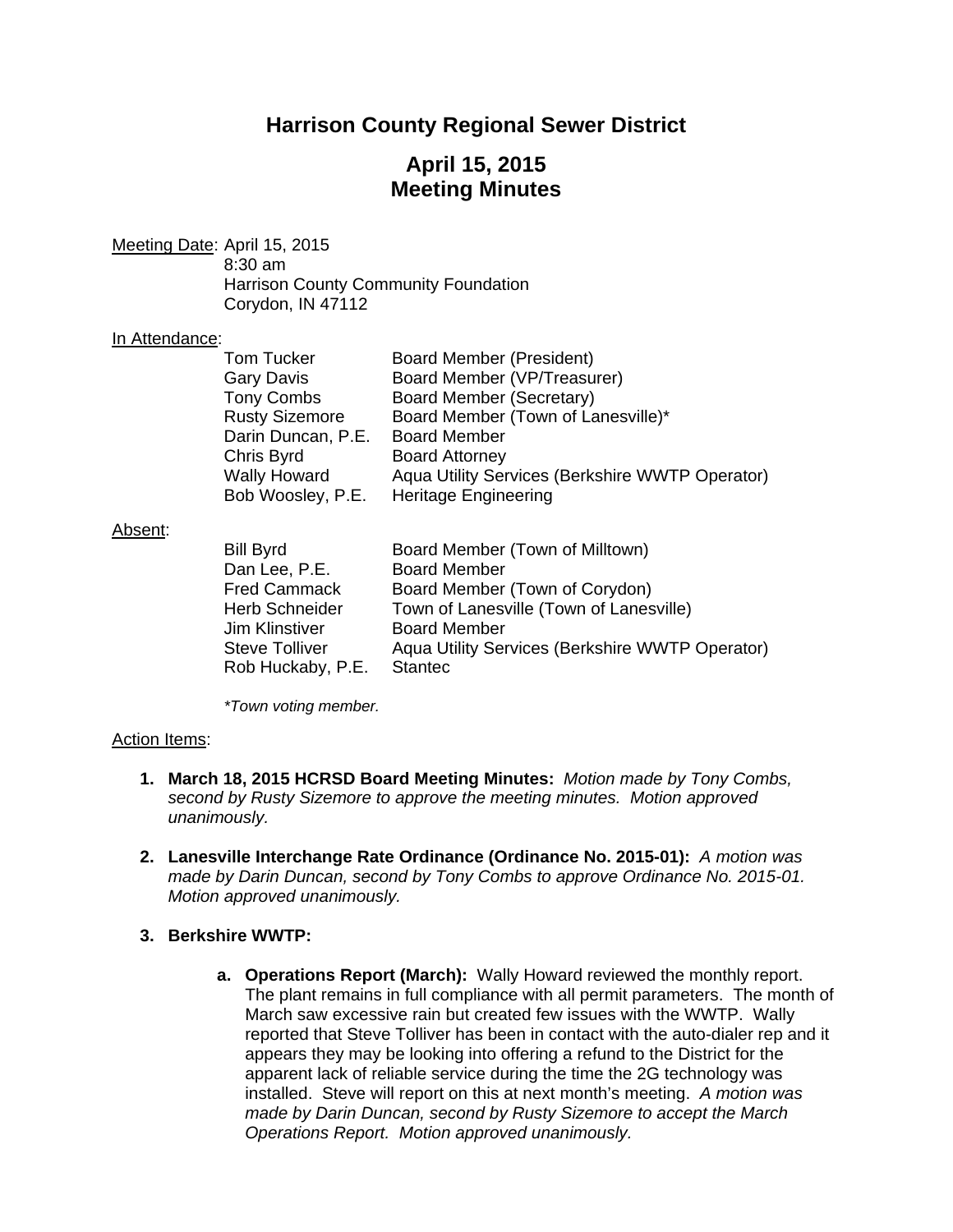# Harrison County Regional Sewer District

## April 15, 2015
## Meeting Minutes

Meeting Date: April 15, 2015
8:30 am
Harrison County Community Foundation
Corydon, IN 47112

In Attendance:

| | |
|---|---|
| Tom Tucker | Board Member (President) |
| Gary Davis | Board Member (VP/Treasurer) |
| Tony Combs | Board Member (Secretary) |
| Rusty Sizemore | Board Member (Town of Lanesville)* |
| Darin Duncan, P.E. | Board Member |
| Chris Byrd | Board Attorney |
| Wally Howard | Aqua Utility Services (Berkshire WWTP Operator) |
| Bob Woosley, P.E. | Heritage Engineering |

Absent:

| | |
|---|---|
| Bill Byrd | Board Member (Town of Milltown) |
| Dan Lee, P.E. | Board Member |
| Fred Cammack | Board Member (Town of Corydon) |
| Herb Schneider | Town of Lanesville (Town of Lanesville) |
| Jim Klinstiver | Board Member |
| Steve Tolliver | Aqua Utility Services (Berkshire WWTP Operator) |
| Rob Huckaby, P.E. | Stantec |

*\*Town voting member.*

Action Items:

1. **March 18, 2015 HCRSD Board Meeting Minutes:** *Motion made by Tony Combs, second by Rusty Sizemore to approve the meeting minutes. Motion approved unanimously.*

2. **Lanesville Interchange Rate Ordinance (Ordinance No. 2015-01):** *A motion was made by Darin Duncan, second by Tony Combs to approve Ordinance No. 2015-01. Motion approved unanimously.*

3. **Berkshire WWTP:**

    a. **Operations Report (March):** Wally Howard reviewed the monthly report. The plant remains in full compliance with all permit parameters. The month of March saw excessive rain but created few issues with the WWTP. Wally reported that Steve Tolliver has been in contact with the auto-dialer rep and it appears they may be looking into offering a refund to the District for the apparent lack of reliable service during the time the 2G technology was installed. Steve will report on this at next month's meeting. *A motion was made by Darin Duncan, second by Rusty Sizemore to accept the March Operations Report. Motion approved unanimously.*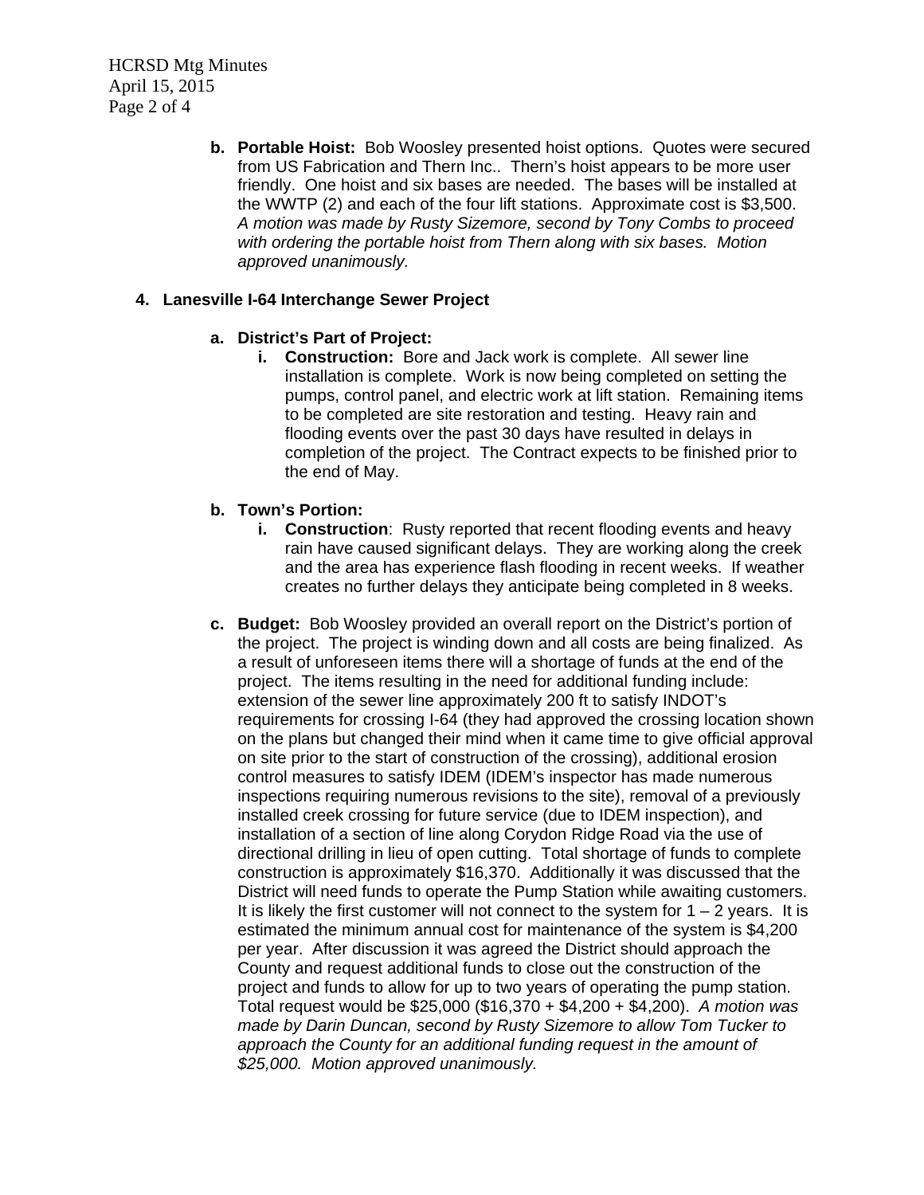b. **Portable Hoist:** Bob Woosley presented hoist options. Quotes were secured from US Fabrication and Thern Inc.. Thern's hoist appears to be more user friendly. One hoist and six bases are needed. The bases will be installed at the WWTP (2) and each of the four lift stations. Approximate cost is $3,500. *A motion was made by Rusty Sizemore, second by Tony Combs to proceed with ordering the portable hoist from Thern along with six bases. Motion approved unanimously.*

4. **Lanesville I-64 Interchange Sewer Project**

   a. **District's Part of Project:**

      i. **Construction:** Bore and Jack work is complete. All sewer line installation is complete. Work is now being completed on setting the pumps, control panel, and electric work at lift station. Remaining items to be completed are site restoration and testing. Heavy rain and flooding events over the past 30 days have resulted in delays in completion of the project. The Contract expects to be finished prior to the end of May.

   b. **Town's Portion:**

      i. **Construction**: Rusty reported that recent flooding events and heavy rain have caused significant delays. They are working along the creek and the area has experience flash flooding in recent weeks. If weather creates no further delays they anticipate being completed in 8 weeks.

   c. **Budget:** Bob Woosley provided an overall report on the District's portion of the project. The project is winding down and all costs are being finalized. As a result of unforeseen items there will a shortage of funds at the end of the project. The items resulting in the need for additional funding include: extension of the sewer line approximately 200 ft to satisfy INDOT's requirements for crossing I-64 (they had approved the crossing location shown on the plans but changed their mind when it came time to give official approval on site prior to the start of construction of the crossing), additional erosion control measures to satisfy IDEM (IDEM's inspector has made numerous inspections requiring numerous revisions to the site), removal of a previously installed creek crossing for future service (due to IDEM inspection), and installation of a section of line along Corydon Ridge Road via the use of directional drilling in lieu of open cutting. Total shortage of funds to complete construction is approximately $16,370. Additionally it was discussed that the District will need funds to operate the Pump Station while awaiting customers. It is likely the first customer will not connect to the system for 1 – 2 years. It is estimated the minimum annual cost for maintenance of the system is $4,200 per year. After discussion it was agreed the District should approach the County and request additional funds to close out the construction of the project and funds to allow for up to two years of operating the pump station. Total request would be $25,000 ($16,370 + $4,200 + $4,200). *A motion was made by Darin Duncan, second by Rusty Sizemore to allow Tom Tucker to approach the County for an additional funding request in the amount of $25,000. Motion approved unanimously.*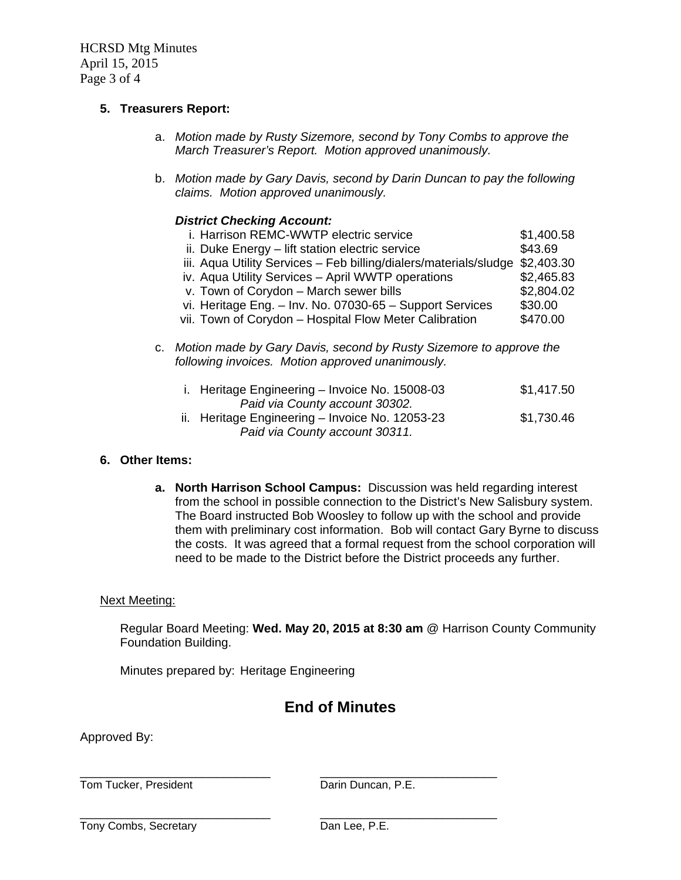**5. Treasurers Report:**

a. *Motion made by Rusty Sizemore, second by Tony Combs to approve the March Treasurer's Report. Motion approved unanimously.*

b. *Motion made by Gary Davis, second by Darin Duncan to pay the following claims. Motion approved unanimously.*

***District Checking Account:***

| | | |
|---|---|---|
| i. | Harrison REMC-WWTP electric service | $1,400.58 |
| ii. | Duke Energy – lift station electric service | $43.69 |
| iii. | Aqua Utility Services – Feb billing/dialers/materials/sludge | $2,403.30 |
| iv. | Aqua Utility Services – April WWTP operations | $2,465.83 |
| v. | Town of Corydon – March sewer bills | $2,804.02 |
| vi. | Heritage Eng. – Inv. No. 07030-65 – Support Services | $30.00 |
| vii. | Town of Corydon – Hospital Flow Meter Calibration | $470.00 |

c. *Motion made by Gary Davis, second by Rusty Sizemore to approve the following invoices. Motion approved unanimously.*

| | | |
|---|---|---|
| i. | Heritage Engineering – Invoice No. 15008-03 *Paid via County account 30302.* | $1,417.50 |
| ii. | Heritage Engineering – Invoice No. 12053-23 *Paid via County account 30311.* | $1,730.46 |

**6. Other Items:**

a. **North Harrison School Campus:** Discussion was held regarding interest from the school in possible connection to the District's New Salisbury system. The Board instructed Bob Woosley to follow up with the school and provide them with preliminary cost information. Bob will contact Gary Byrne to discuss the costs. It was agreed that a formal request from the school corporation will need to be made to the District before the District proceeds any further.

Next Meeting:

Regular Board Meeting: **Wed. May 20, 2015 at 8:30 am** @ Harrison County Community Foundation Building.

Minutes prepared by: Heritage Engineering

## End of Minutes

Approved By:

| | |
|---|---|
| \_\_\_\_\_\_\_\_\_\_\_\_\_\_\_\_\_\_\_\_\_\_\_\_\_\_\_\_ Tom Tucker, President | \_\_\_\_\_\_\_\_\_\_\_\_\_\_\_\_\_\_\_\_\_\_\_\_\_\_\_\_ Darin Duncan, P.E. |
| \_\_\_\_\_\_\_\_\_\_\_\_\_\_\_\_\_\_\_\_\_\_\_\_\_\_\_\_ Tony Combs, Secretary | \_\_\_\_\_\_\_\_\_\_\_\_\_\_\_\_\_\_\_\_\_\_\_\_\_\_\_\_ Dan Lee, P.E. |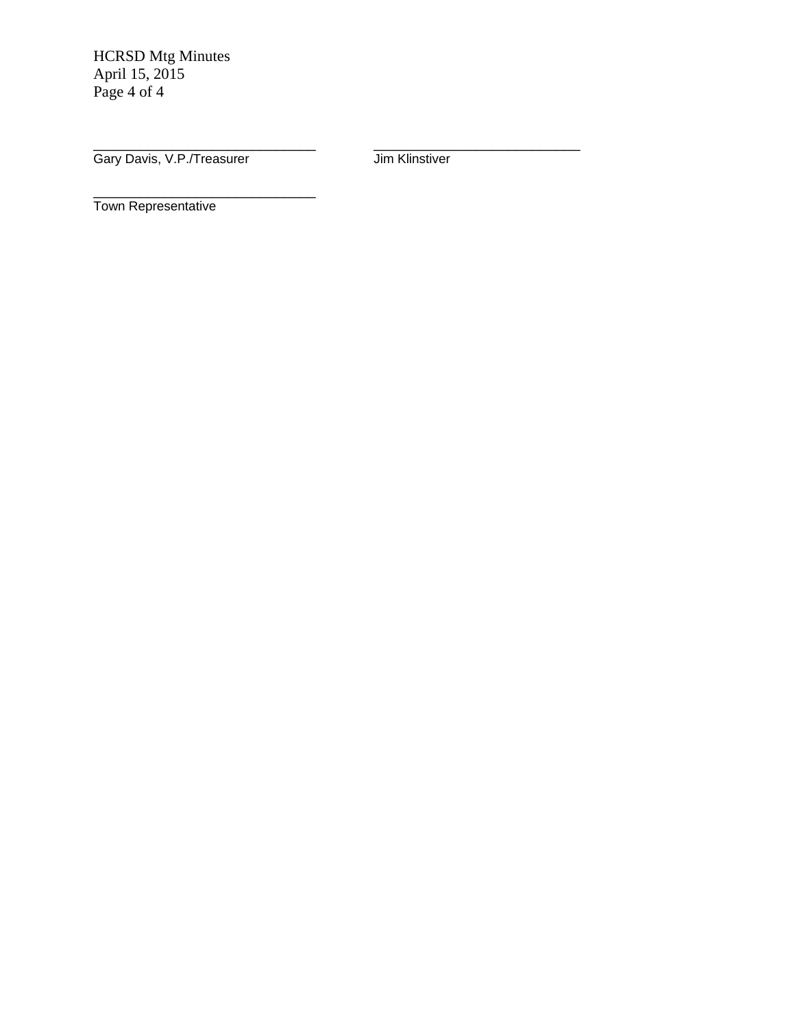\_\_\_\_\_\_\_\_\_\_\_\_\_\_\_\_\_\_\_\_\_\_\_\_\_\_\_\_\_\_\_
Gary Davis, V.P./Treasurer

\_\_\_\_\_\_\_\_\_\_\_\_\_\_\_\_\_\_\_\_\_\_\_\_\_\_\_\_\_\_\_
Jim Klinstiver

\_\_\_\_\_\_\_\_\_\_\_\_\_\_\_\_\_\_\_\_\_\_\_\_\_\_\_\_\_\_\_
Town Representative